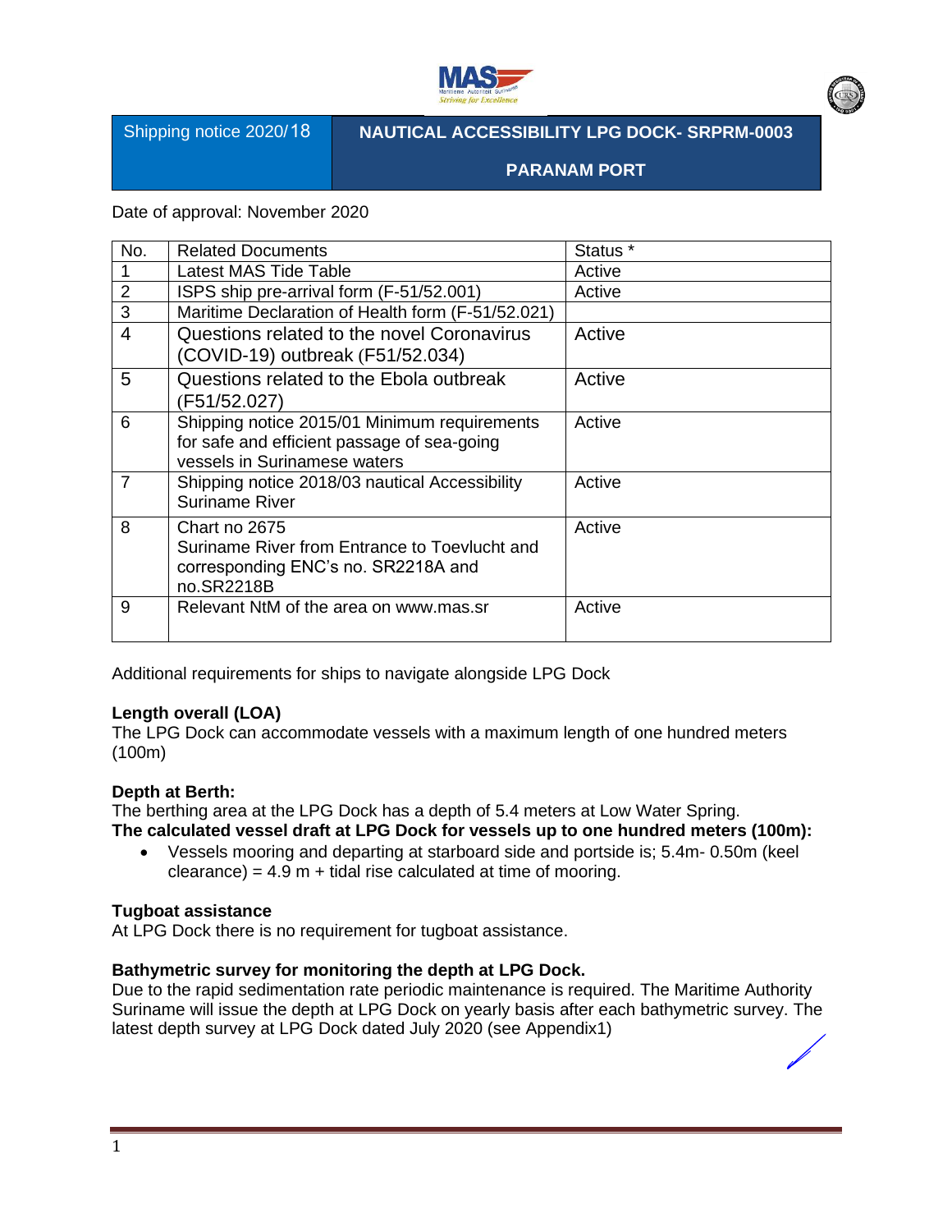| Shipping notice 2020/18 | NAUTICAL ACCESSIBILITY LPG DOCK- SRPRM-0003 PARANAM PORT |
|---|---|

Date of approval: November 2020

| No. | Related Documents | Status * |
|---|---|---|
| 1 | Latest MAS Tide Table | Active |
| 2 | ISPS ship pre-arrival form (F-51/52.001) | Active |
| 3 | Maritime Declaration of Health form (F-51/52.021) | |
| 4 | Questions related to the novel Coronavirus (COVID-19) outbreak (F51/52.034) | Active |
| 5 | Questions related to the Ebola outbreak (F51/52.027) | Active |
| 6 | Shipping notice 2015/01 Minimum requirements for safe and efficient passage of sea-going vessels in Surinamese waters | Active |
| 7 | Shipping notice 2018/03 nautical Accessibility Suriname River | Active |
| 8 | Chart no 2675 Suriname River from Entrance to Toevlucht and corresponding ENC's no. SR2218A and no.SR2218B | Active |
| 9 | Relevant NtM of the area on www.mas.sr | Active |

Additional requirements for ships to navigate alongside LPG Dock

**Length overall (LOA)**
The LPG Dock can accommodate vessels with a maximum length of one hundred meters (100m)

**Depth at Berth:**
The berthing area at the LPG Dock has a depth of 5.4 meters at Low Water Spring.
**The calculated vessel draft at LPG Dock for vessels up to one hundred meters (100m):**

- Vessels mooring and departing at starboard side and portside is; 5.4m- 0.50m (keel clearance) = 4.9 m + tidal rise calculated at time of mooring.

**Tugboat assistance**
At LPG Dock there is no requirement for tugboat assistance.

**Bathymetric survey for monitoring the depth at LPG Dock.**
Due to the rapid sedimentation rate periodic maintenance is required. The Maritime Authority Suriname will issue the depth at LPG Dock on yearly basis after each bathymetric survey. The latest depth survey at LPG Dock dated July 2020 (see Appendix1)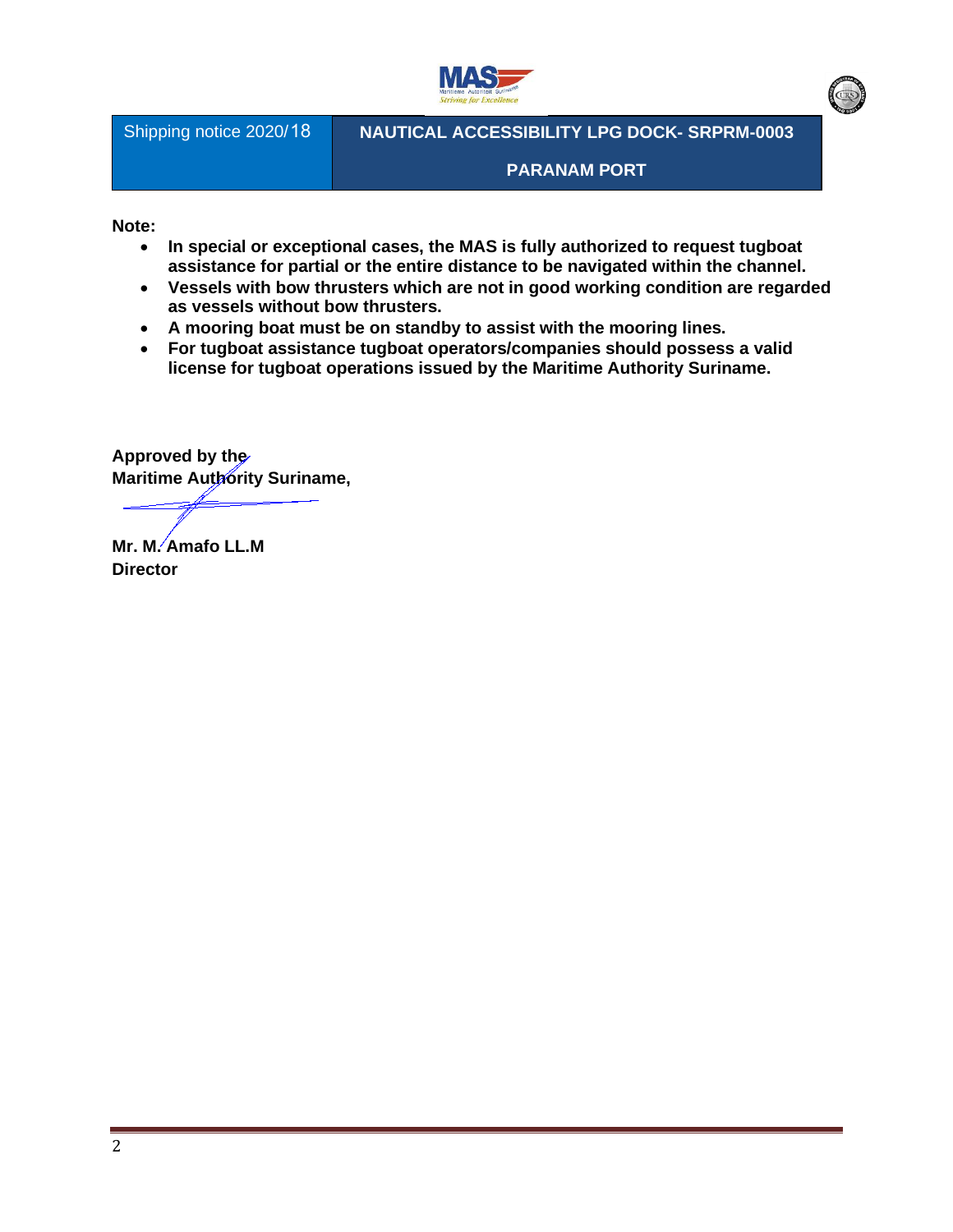Note:

- **In special or exceptional cases, the MAS is fully authorized to request tugboat assistance for partial or the entire distance to be navigated within the channel.**
- **Vessels with bow thrusters which are not in good working condition are regarded as vessels without bow thrusters.**
- **A mooring boat must be on standby to assist with the mooring lines.**
- **For tugboat assistance tugboat operators/companies should possess a valid license for tugboat operations issued by the Maritime Authority Suriname.**

**Approved by the**
**Maritime Authority Suriname,**

**Mr. M. Amafo LL.M**
**Director**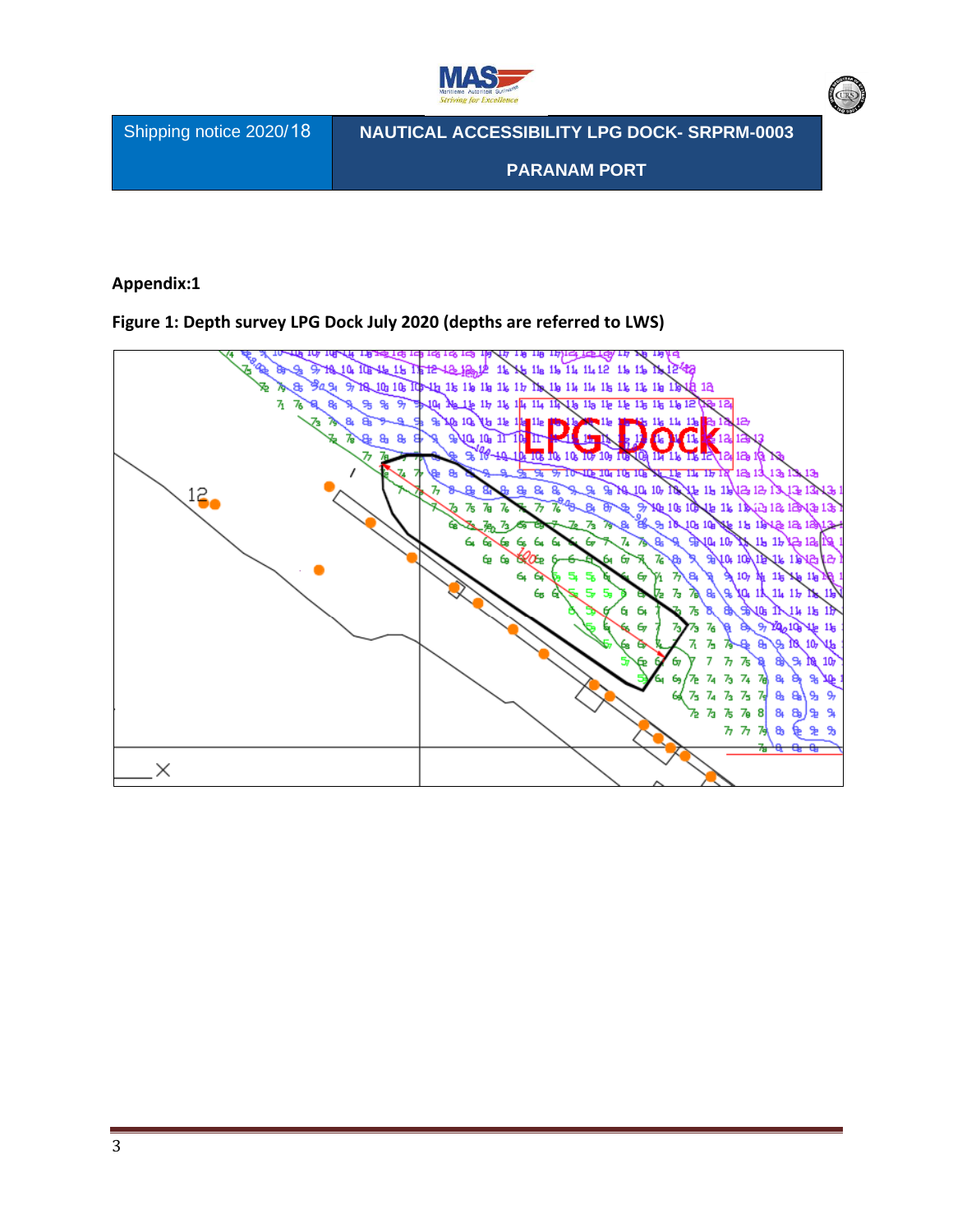## Appendix:1

**Figure 1: Depth survey LPG Dock July 2020 (depths are referred to LWS)**

LPG Dock

12